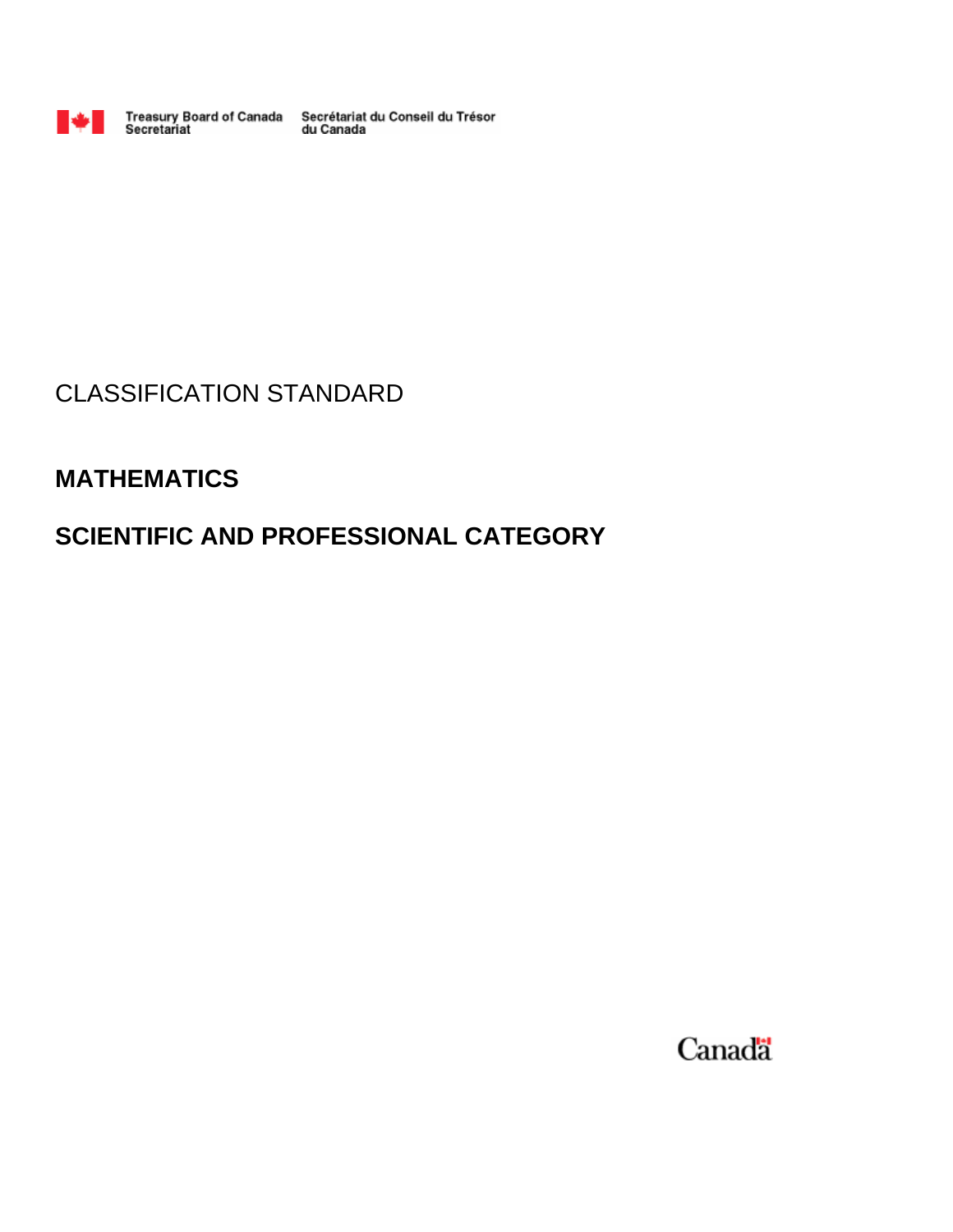Treasury Board of Canada Secretariat | Secrétariat du Conseil du Trésor du Canada

CLASSIFICATION STANDARD

# MATHEMATICS

# SCIENTIFIC AND PROFESSIONAL CATEGORY

Canada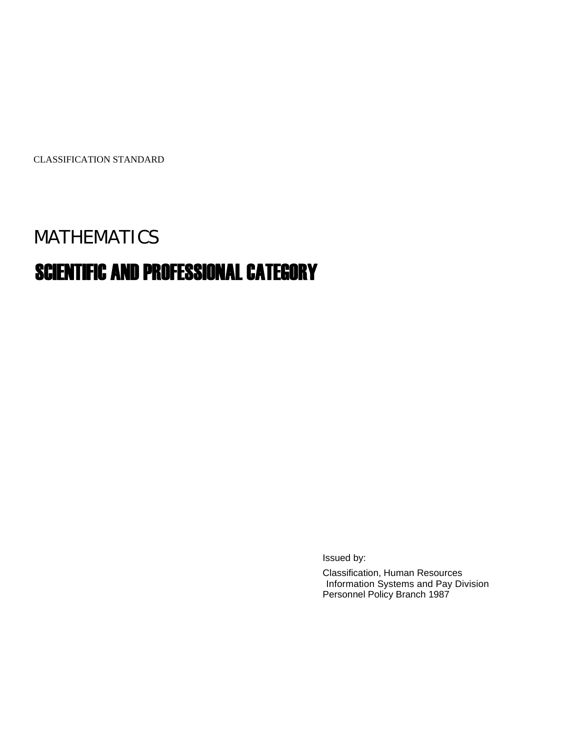CLASSIFICATION STANDARD

# MATHEMATICS

# SCIENTIFIC AND PROFESSIONAL CATEGORY

Issued by:

Classification, Human Resources
Information Systems and Pay Division
Personnel Policy Branch 1987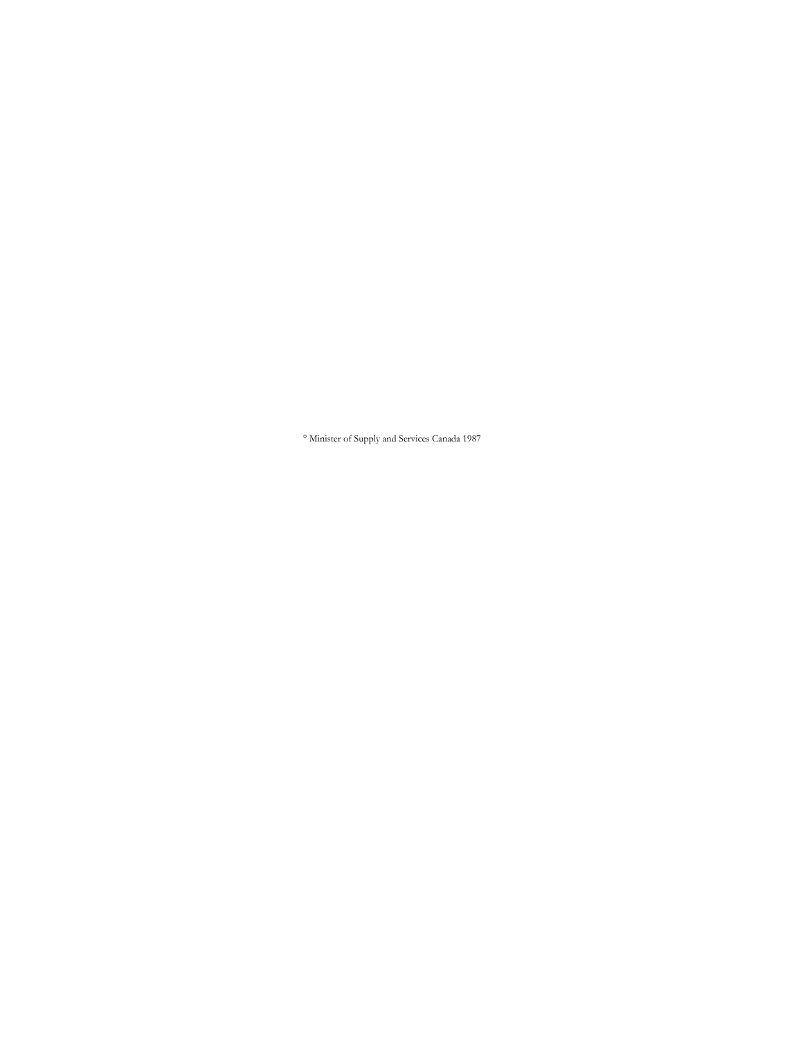° Minister of Supply and Services Canada 1987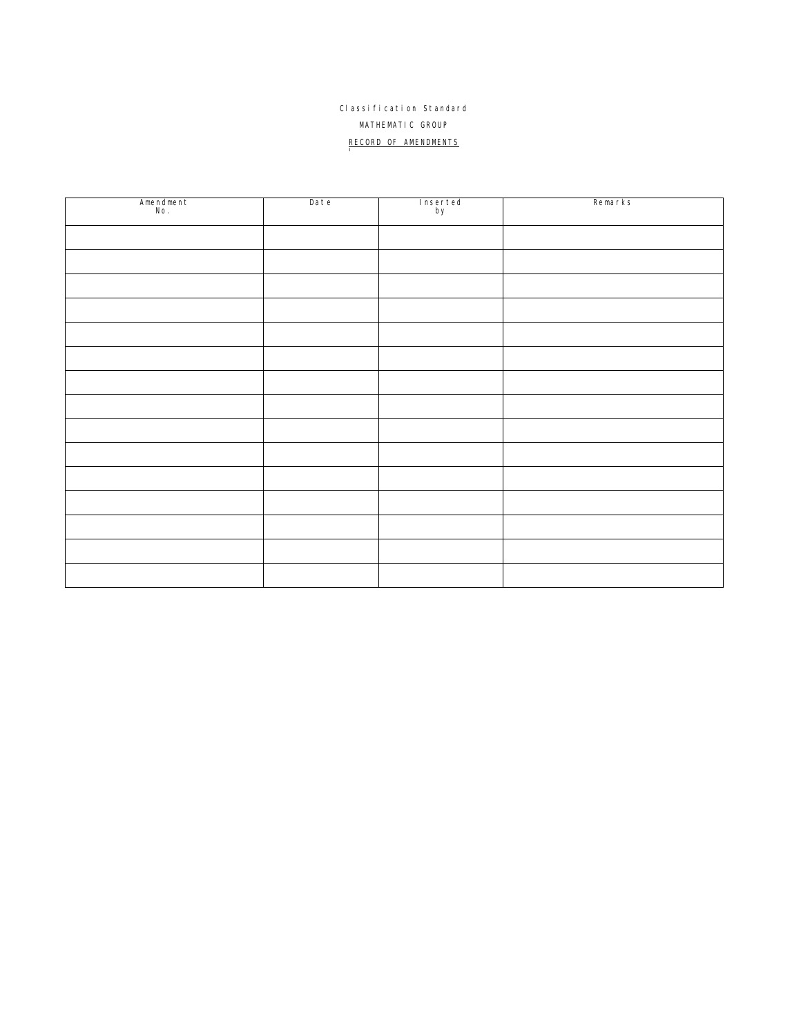Classification Standard

MATHEMATIC GROUP

RECORD OF AMENDMENTS

| Amendment No. | Date | Inserted by | Remarks |
|---|---|---|---|
| | | | |
| | | | |
| | | | |
| | | | |
| | | | |
| | | | |
| | | | |
| | | | |
| | | | |
| | | | |
| | | | |
| | | | |
| | | | |
| | | | |
| | | | |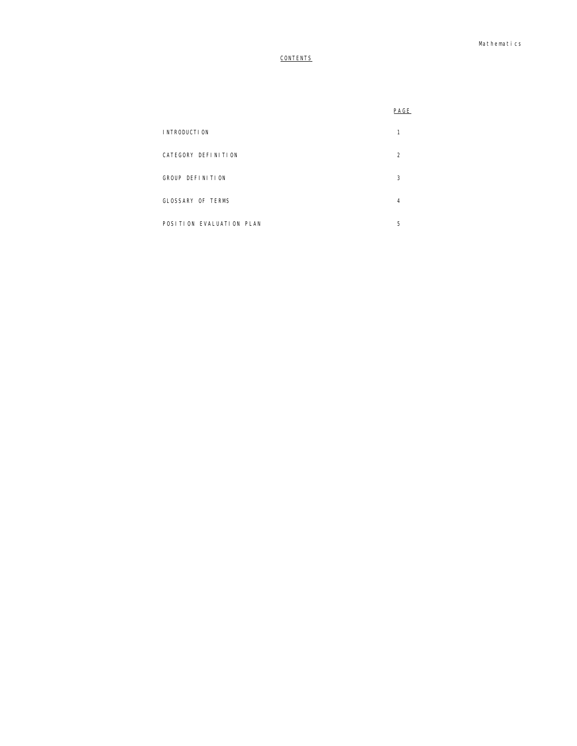# CONTENTS

| | PAGE |
|---|---|
| INTRODUCTION | 1 |
| CATEGORY DEFINITION | 2 |
| GROUP DEFINITION | 3 |
| GLOSSARY OF TERMS | 4 |
| POSITION EVALUATION PLAN | 5 |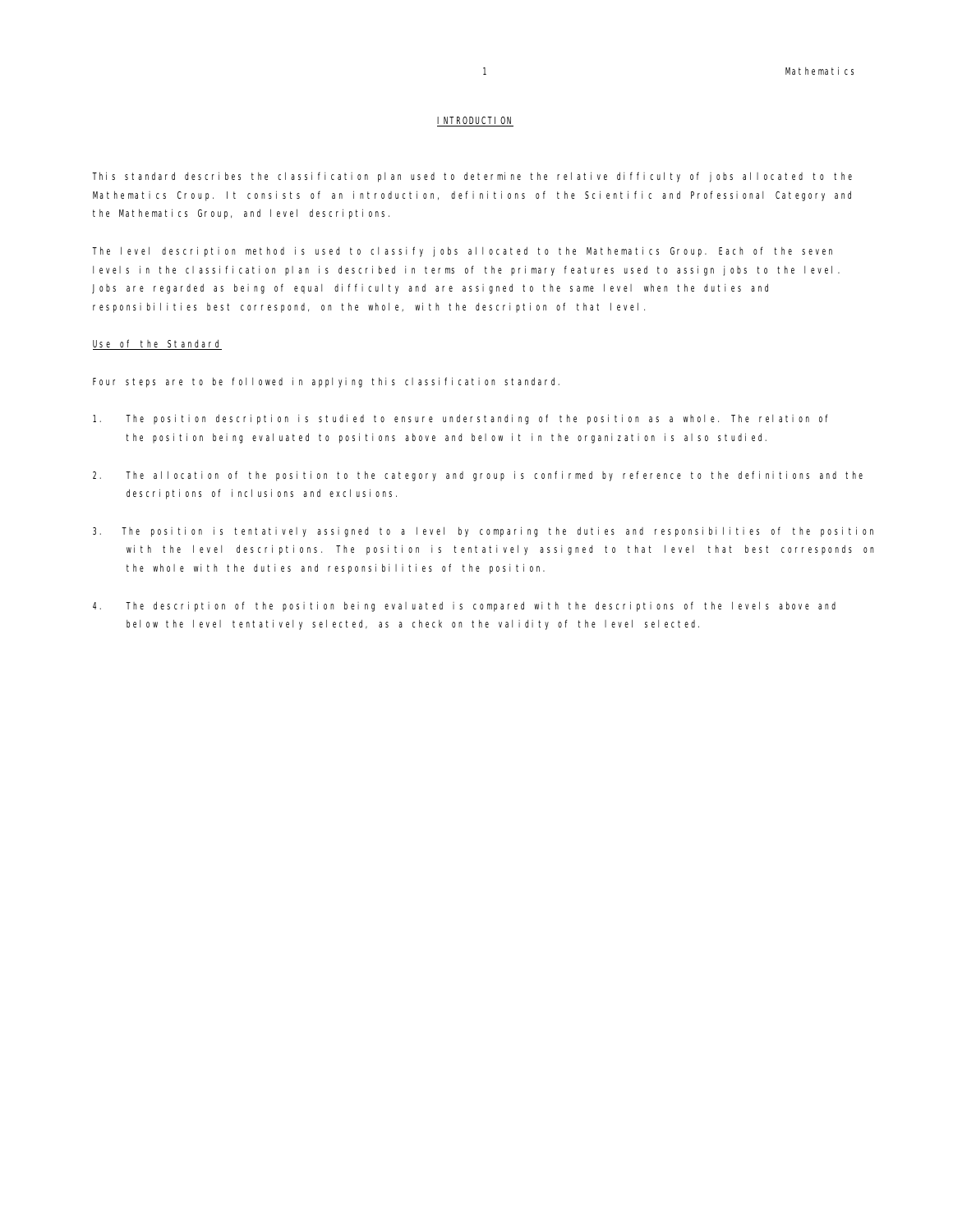## INTRODUCTION

This standard describes the classification plan used to determine the relative difficulty of jobs allocated to the Mathematics Croup. It consists of an introduction, definitions of the Scientific and Professional Category and the Mathematics Group, and level descriptions.

The level description method is used to classify jobs allocated to the Mathematics Group. Each of the seven levels in the classification plan is described in terms of the primary features used to assign jobs to the level. Jobs are regarded as being of equal difficulty and are assigned to the same level when the duties and responsibilities best correspond, on the whole, with the description of that level.

### Use of the Standard

Four steps are to be followed in applying this classification standard.

1. The position description is studied to ensure understanding of the position as a whole. The relation of the position being evaluated to positions above and below it in the organization is also studied.

2. The allocation of the position to the category and group is confirmed by reference to the definitions and the descriptions of inclusions and exclusions.

3. The position is tentatively assigned to a level by comparing the duties and responsibilities of the position with the level descriptions. The position is tentatively assigned to that level that best corresponds on the whole with the duties and responsibilities of the position.

4. The description of the position being evaluated is compared with the descriptions of the levels above and below the level tentatively selected, as a check on the validity of the level selected.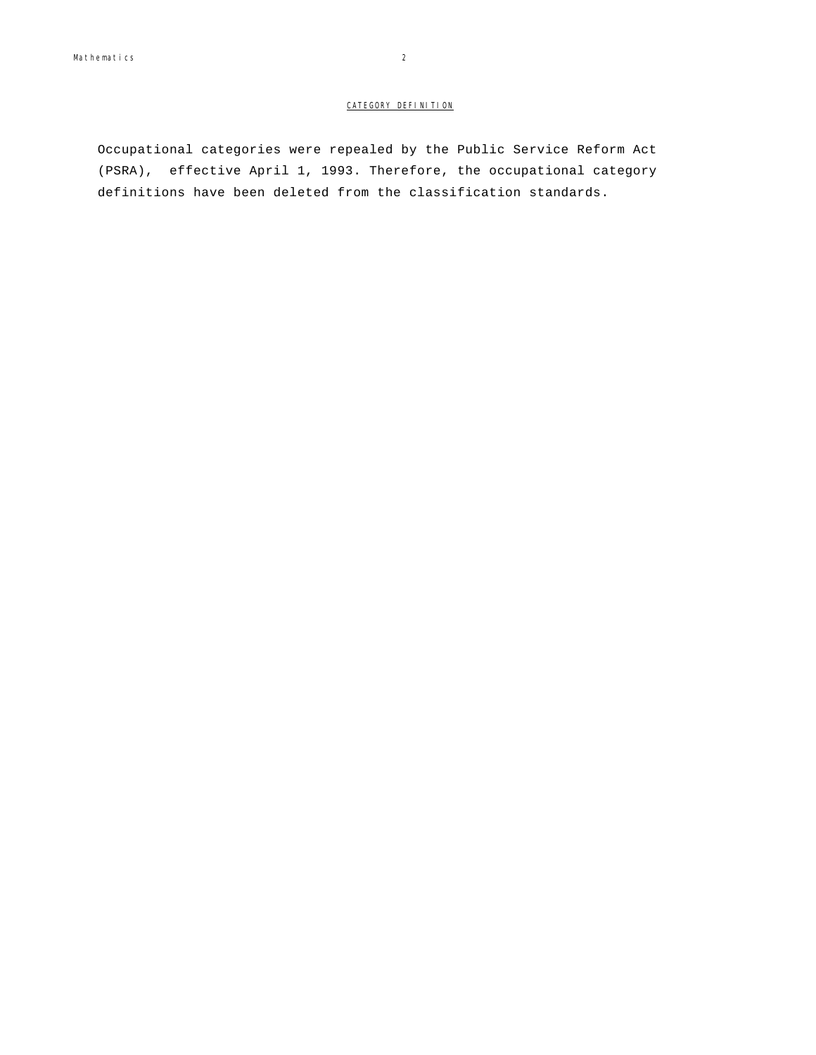## CATEGORY DEFINITION

Occupational categories were repealed by the Public Service Reform Act (PSRA), effective April 1, 1993. Therefore, the occupational category definitions have been deleted from the classification standards.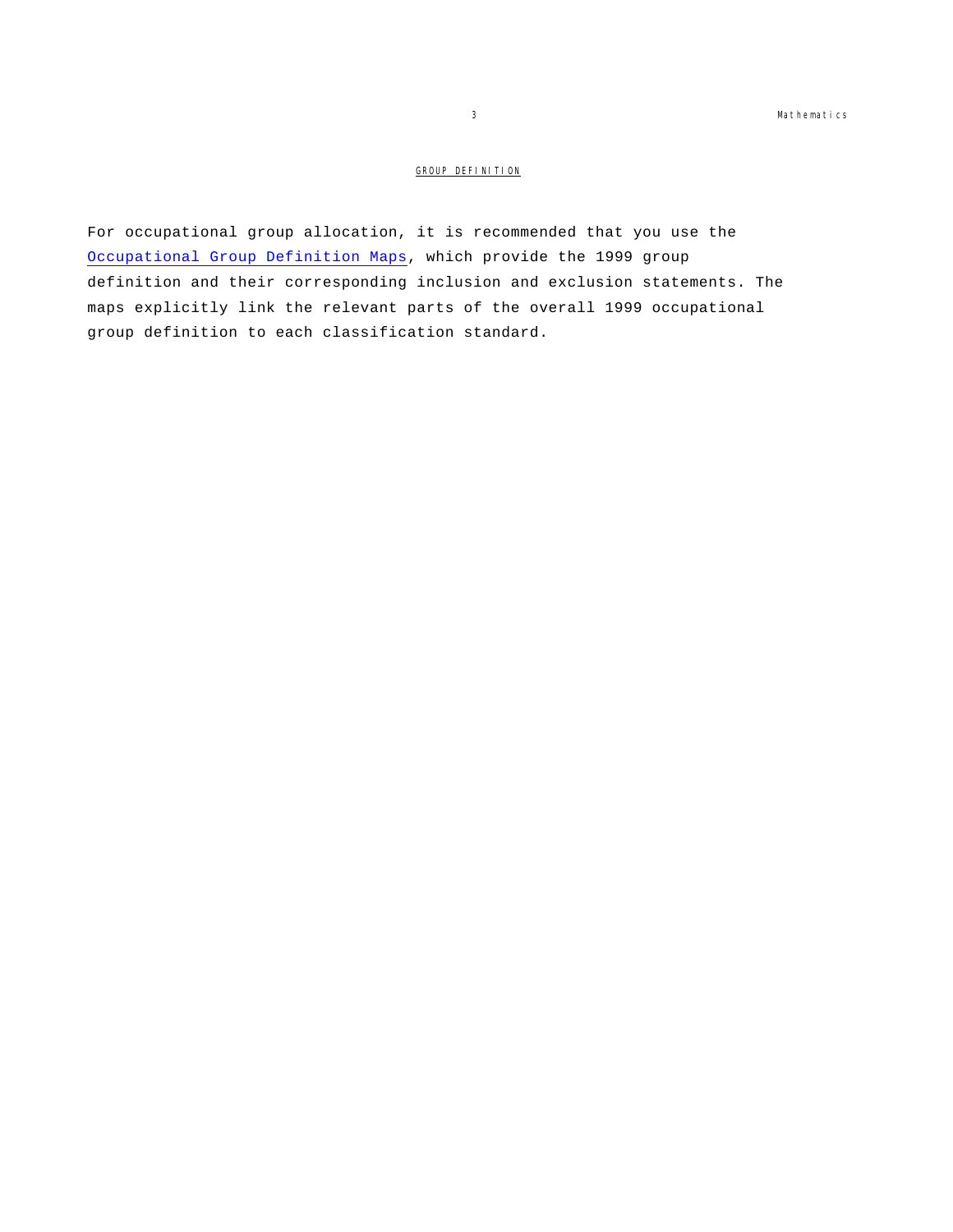## GROUP DEFINITION

For occupational group allocation, it is recommended that you use the Occupational Group Definition Maps, which provide the 1999 group definition and their corresponding inclusion and exclusion statements. The maps explicitly link the relevant parts of the overall 1999 occupational group definition to each classification standard.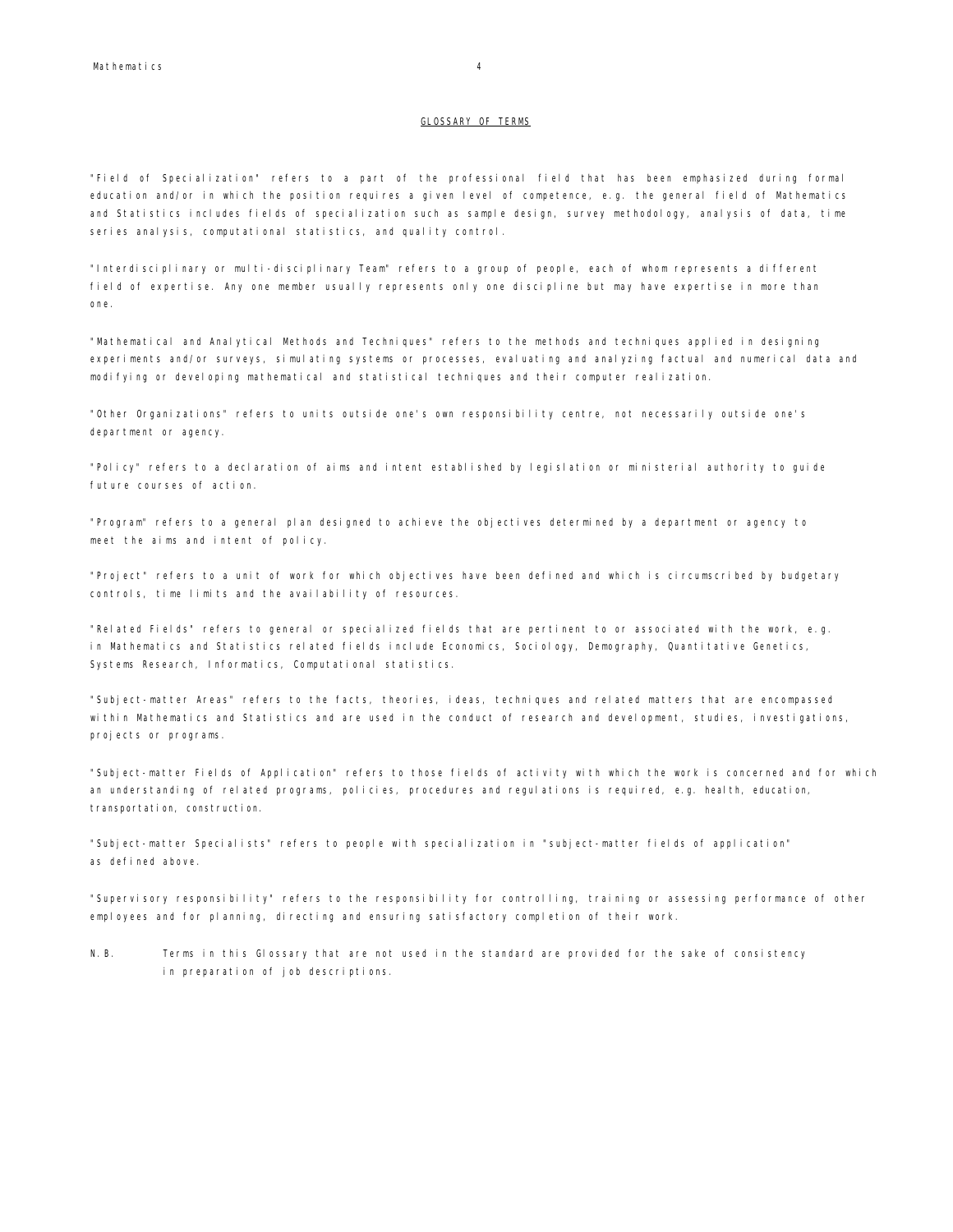## GLOSSARY OF TERMS

"Field of Specialization" refers to a part of the professional field that has been emphasized during formal education and/or in which the position requires a given level of competence, e.g. the general field of Mathematics and Statistics includes fields of specialization such as sample design, survey methodology, analysis of data, time series analysis, computational statistics, and quality control.

"Interdisciplinary or multi-disciplinary Team" refers to a group of people, each of whom represents a different field of expertise. Any one member usually represents only one discipline but may have expertise in more than one.

"Mathematical and Analytical Methods and Techniques" refers to the methods and techniques applied in designing experiments and/or surveys, simulating systems or processes, evaluating and analyzing factual and numerical data and modifying or developing mathematical and statistical techniques and their computer realization.

"Other Organizations" refers to units outside one's own responsibility centre, not necessarily outside one's department or agency.

"Policy" refers to a declaration of aims and intent established by legislation or ministerial authority to guide future courses of action.

"Program" refers to a general plan designed to achieve the objectives determined by a department or agency to meet the aims and intent of policy.

"Project" refers to a unit of work for which objectives have been defined and which is circumscribed by budgetary controls, time limits and the availability of resources.

"Related Fields" refers to general or specialized fields that are pertinent to or associated with the work, e.g. in Mathematics and Statistics related fields include Economics, Sociology, Demography, Quantitative Genetics, Systems Research, Informatics, Computational statistics.

"Subject-matter Areas" refers to the facts, theories, ideas, techniques and related matters that are encompassed within Mathematics and Statistics and are used in the conduct of research and development, studies, investigations, projects or programs.

"Subject-matter Fields of Application" refers to those fields of activity with which the work is concerned and for which an understanding of related programs, policies, procedures and regulations is required, e.g. health, education, transportation, construction.

"Subject-matter Specialists" refers to people with specialization in "subject-matter fields of application" as defined above.

"Supervisory responsibility" refers to the responsibility for controlling, training or assessing performance of other employees and for planning, directing and ensuring satisfactory completion of their work.

N.B. Terms in this Glossary that are not used in the standard are provided for the sake of consistency in preparation of job descriptions.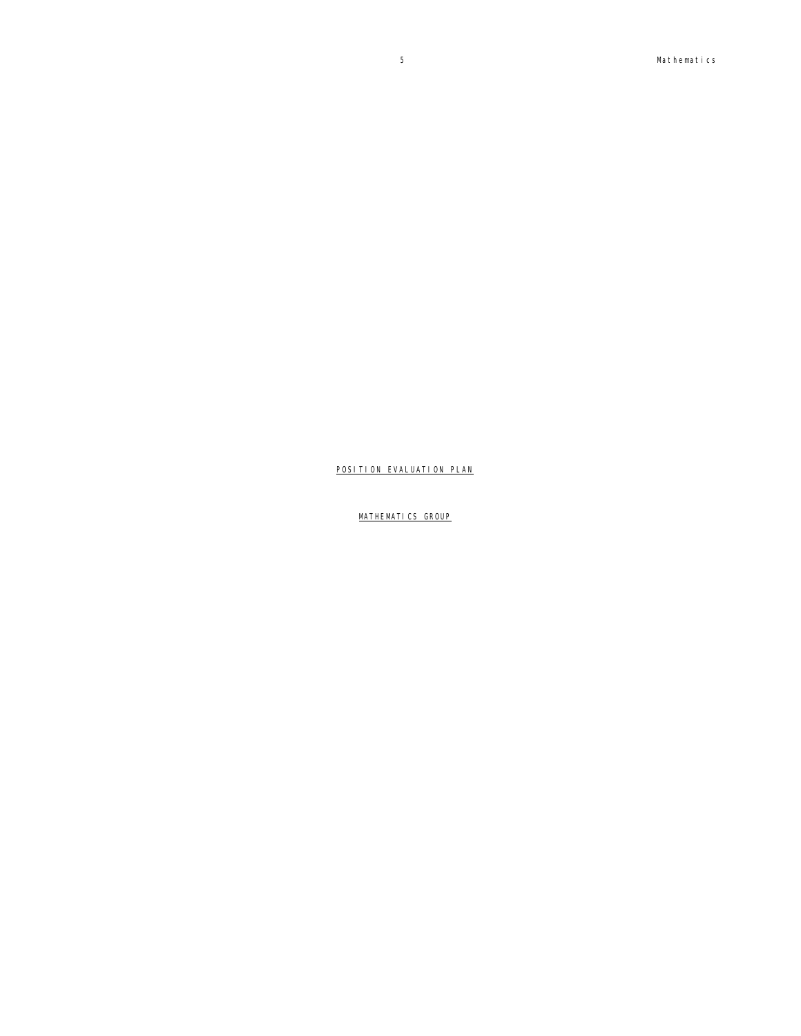<u>POSITION EVALUATION PLAN</u>

<u>MATHEMATICS GROUP</u>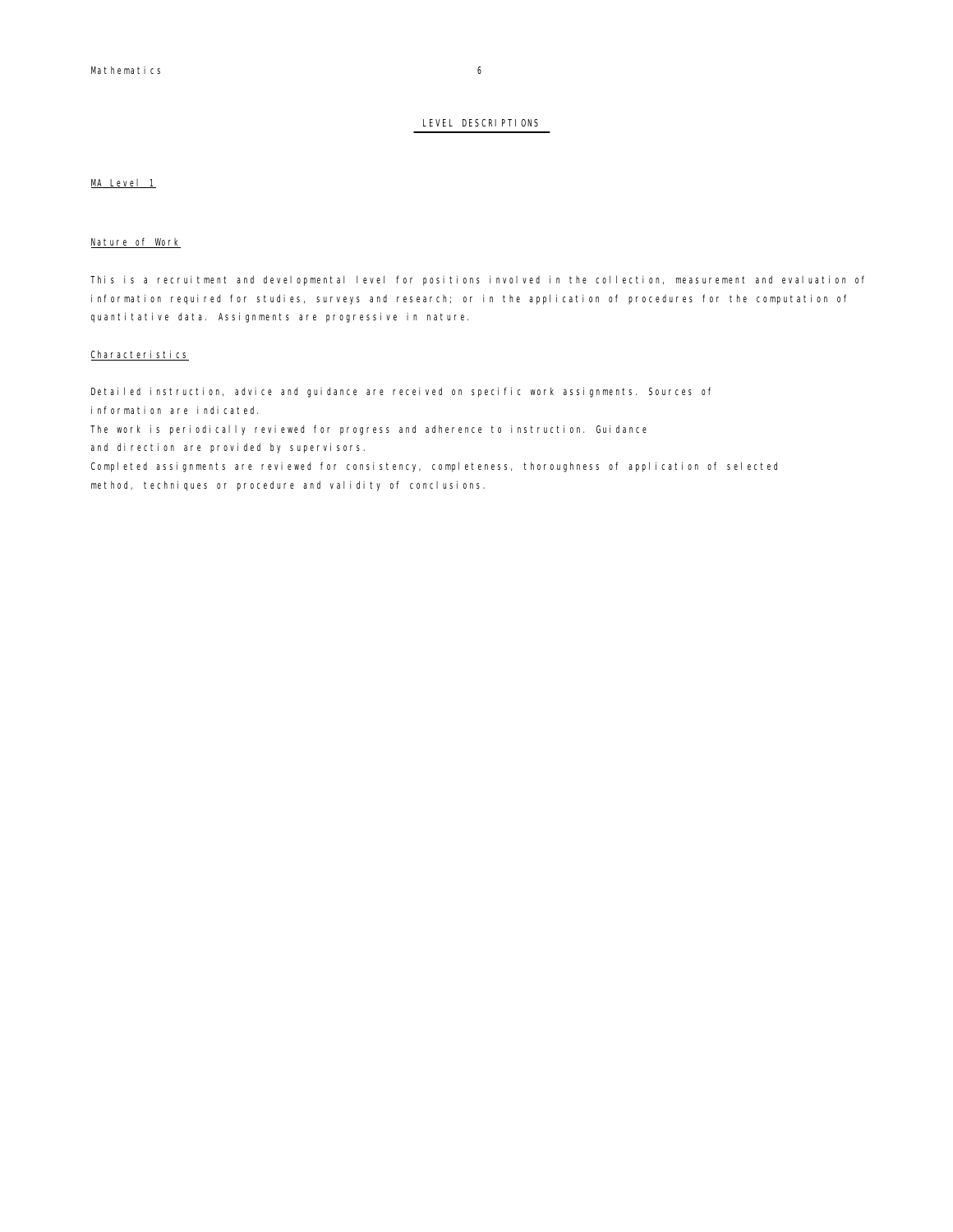## LEVEL DESCRIPTIONS

### MA Level 1

#### Nature of Work

This is a recruitment and developmental level for positions involved in the collection, measurement and evaluation of information required for studies, surveys and research; or in the application of procedures for the computation of quantitative data. Assignments are progressive in nature.

#### Characteristics

Detailed instruction, advice and guidance are received on specific work assignments. Sources of information are indicated.

The work is periodically reviewed for progress and adherence to instruction. Guidance and direction are provided by supervisors.

Completed assignments are reviewed for consistency, completeness, thoroughness of application of selected method, techniques or procedure and validity of conclusions.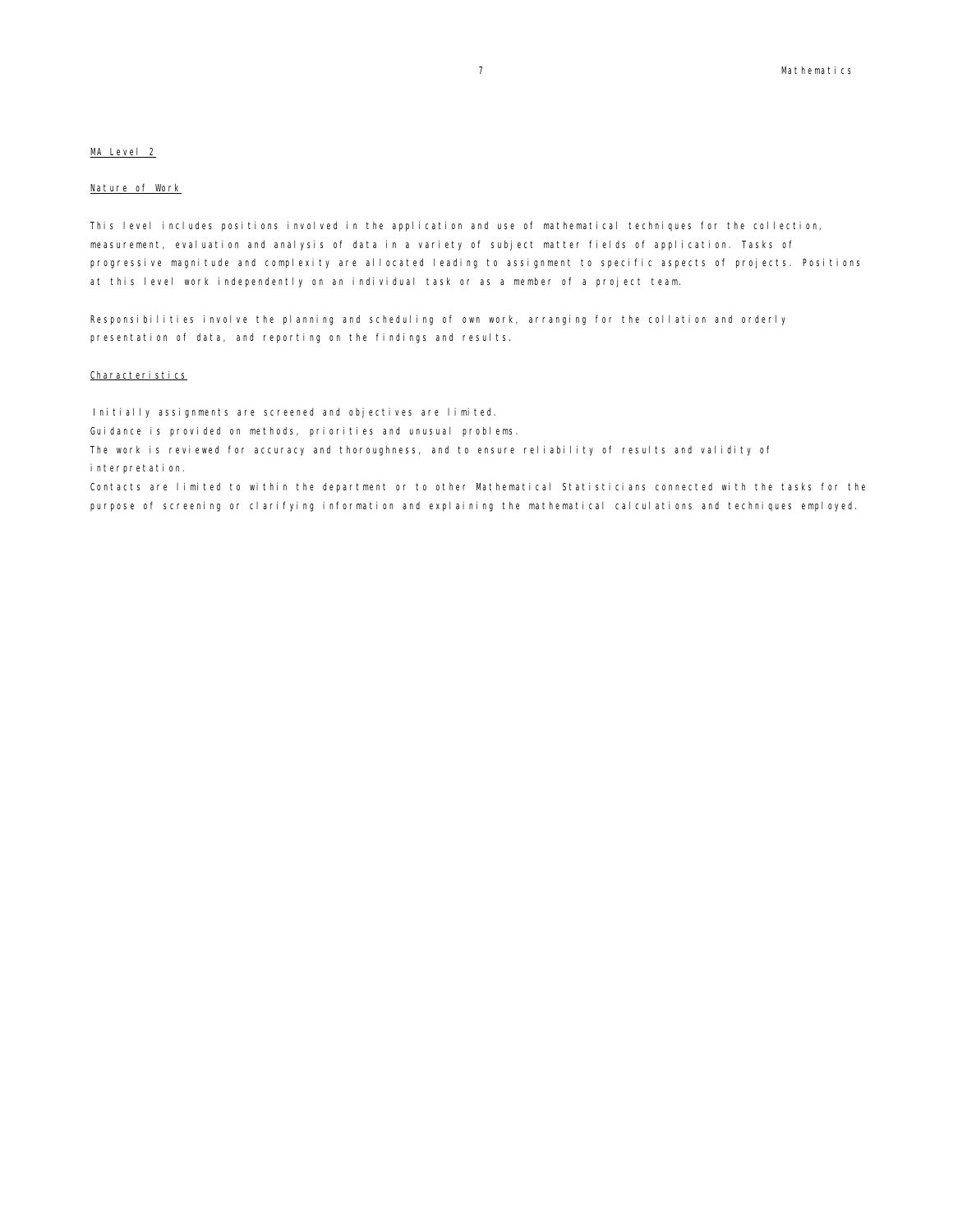## MA Level 2

### Nature of Work

This level includes positions involved in the application and use of mathematical techniques for the collection, measurement, evaluation and analysis of data in a variety of subject matter fields of application. Tasks of progressive magnitude and complexity are allocated leading to assignment to specific aspects of projects. Positions at this level work independently on an individual task or as a member of a project team.

Responsibilities involve the planning and scheduling of own work, arranging for the collation and orderly presentation of data, and reporting on the findings and results.

### Characteristics

Initially assignments are screened and objectives are limited.

Guidance is provided on methods, priorities and unusual problems.

The work is reviewed for accuracy and thoroughness, and to ensure reliability of results and validity of interpretation.

Contacts are limited to within the department or to other Mathematical Statisticians connected with the tasks for the purpose of screening or clarifying information and explaining the mathematical calculations and techniques employed.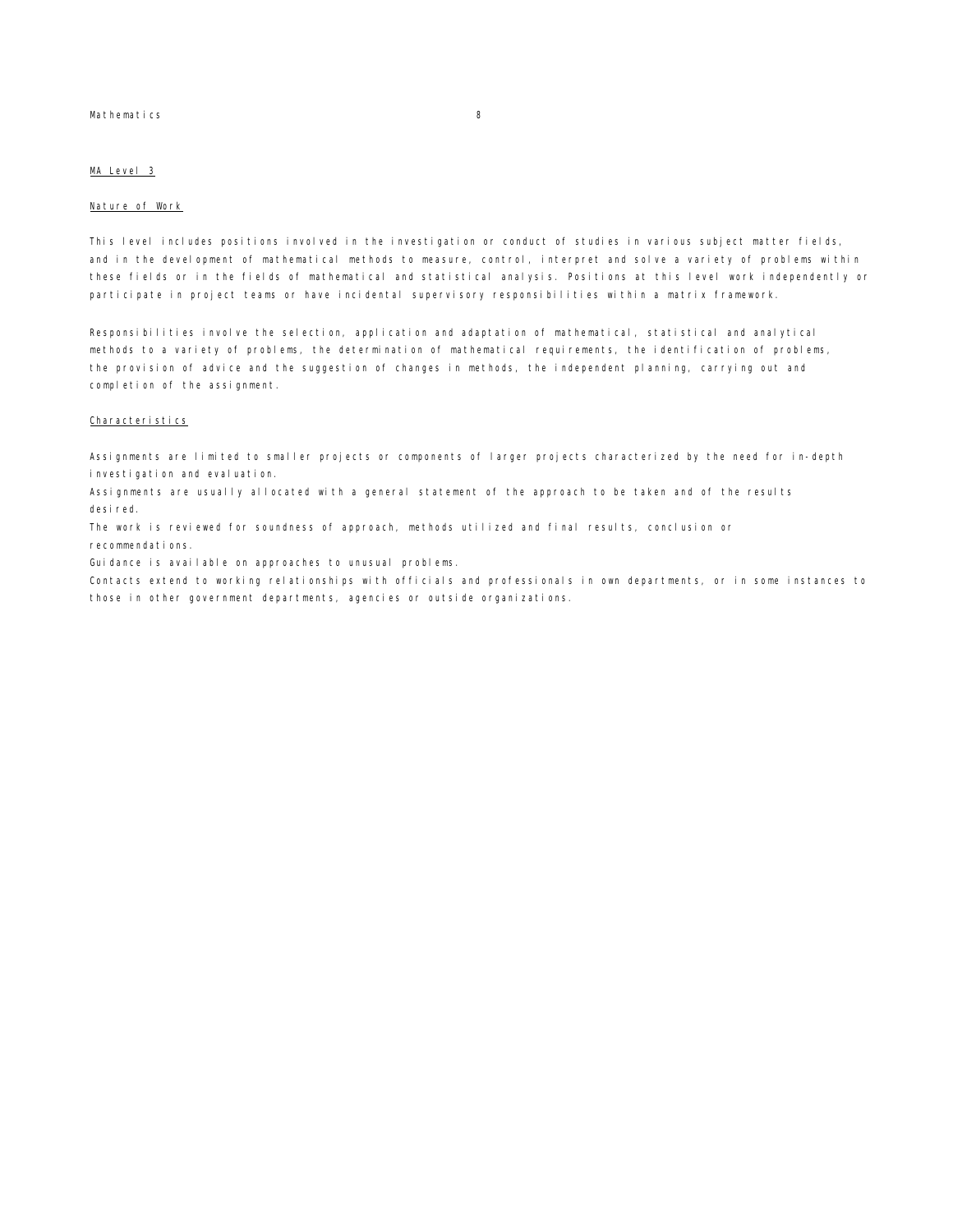## MA Level 3

### Nature of Work

This level includes positions involved in the investigation or conduct of studies in various subject matter fields, and in the development of mathematical methods to measure, control, interpret and solve a variety of problems within these fields or in the fields of mathematical and statistical analysis. Positions at this level work independently or participate in project teams or have incidental supervisory responsibilities within a matrix framework.

Responsibilities involve the selection, application and adaptation of mathematical, statistical and analytical methods to a variety of problems, the determination of mathematical requirements, the identification of problems, the provision of advice and the suggestion of changes in methods, the independent planning, carrying out and completion of the assignment.

### Characteristics

Assignments are limited to smaller projects or components of larger projects characterized by the need for in-depth investigation and evaluation.

Assignments are usually allocated with a general statement of the approach to be taken and of the results desired.

The work is reviewed for soundness of approach, methods utilized and final results, conclusion or recommendations.

Guidance is available on approaches to unusual problems.

Contacts extend to working relationships with officials and professionals in own departments, or in some instances to those in other government departments, agencies or outside organizations.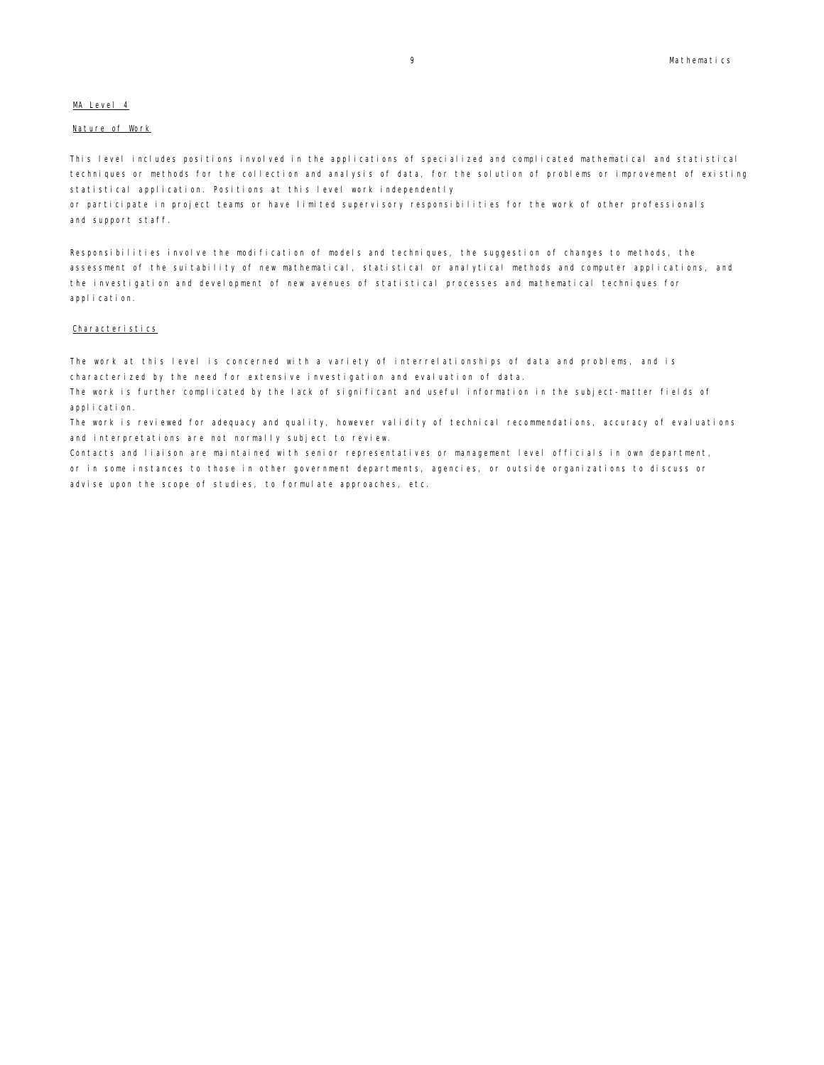## MA Level 4

### Nature of Work

This level includes positions involved in the applications of specialized and complicated mathematical and statistical techniques or methods for the collection and analysis of data, for the solution of problems or improvement of existing statistical application. Positions at this level work independently or participate in project teams or have limited supervisory responsibilities for the work of other professionals and support staff.

Responsibilities involve the modification of models and techniques, the suggestion of changes to methods, the assessment of the suitability of new mathematical, statistical or analytical methods and computer applications, and the investigation and development of new avenues of statistical processes and mathematical techniques for application.

### Characteristics

The work at this level is concerned with a variety of interrelationships of data and problems, and is characterized by the need for extensive investigation and evaluation of data.

The work is further complicated by the lack of significant and useful information in the subject-matter fields of application.

The work is reviewed for adequacy and quality, however validity of technical recommendations, accuracy of evaluations and interpretations are not normally subject to review.

Contacts and liaison are maintained with senior representatives or management level officials in own department, or in some instances to those in other government departments, agencies, or outside organizations to discuss or advise upon the scope of studies, to formulate approaches, etc.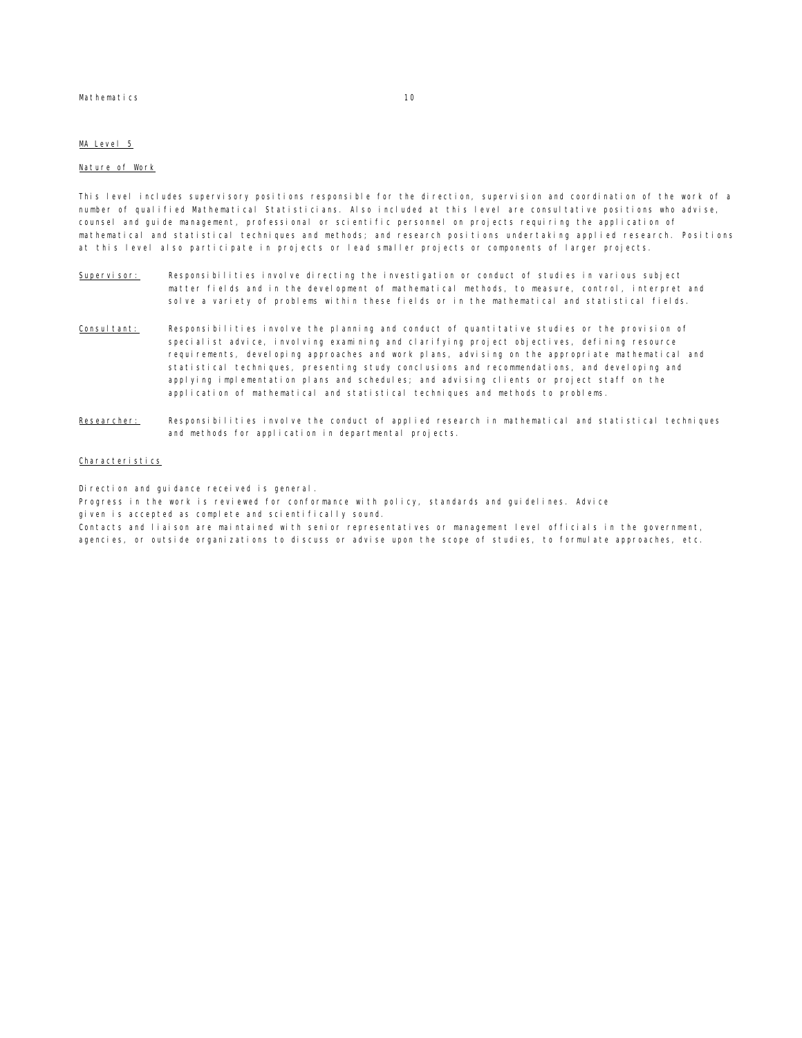## MA Level 5

### Nature of Work

This level includes supervisory positions responsible for the direction, supervision and coordination of the work of a number of qualified Mathematical Statisticians. Also included at this level are consultative positions who advise, counsel and guide management, professional or scientific personnel on projects requiring the application of mathematical and statistical techniques and methods; and research positions undertaking applied research. Positions at this level also participate in projects or lead smaller projects or components of larger projects.

**Supervisor:** Responsibilities involve directing the investigation or conduct of studies in various subject matter fields and in the development of mathematical methods, to measure, control, interpret and solve a variety of problems within these fields or in the mathematical and statistical fields.

**Consultant:** Responsibilities involve the planning and conduct of quantitative studies or the provision of specialist advice, involving examining and clarifying project objectives, defining resource requirements, developing approaches and work plans, advising on the appropriate mathematical and statistical techniques, presenting study conclusions and recommendations, and developing and applying implementation plans and schedules; and advising clients or project staff on the application of mathematical and statistical techniques and methods to problems.

**Researcher:** Responsibilities involve the conduct of applied research in mathematical and statistical techniques and methods for application in departmental projects.

### Characteristics

Direction and guidance received is general.
Progress in the work is reviewed for conformance with policy, standards and guidelines. Advice given is accepted as complete and scientifically sound.
Contacts and liaison are maintained with senior representatives or management level officials in the government, agencies, or outside organizations to discuss or advise upon the scope of studies, to formulate approaches, etc.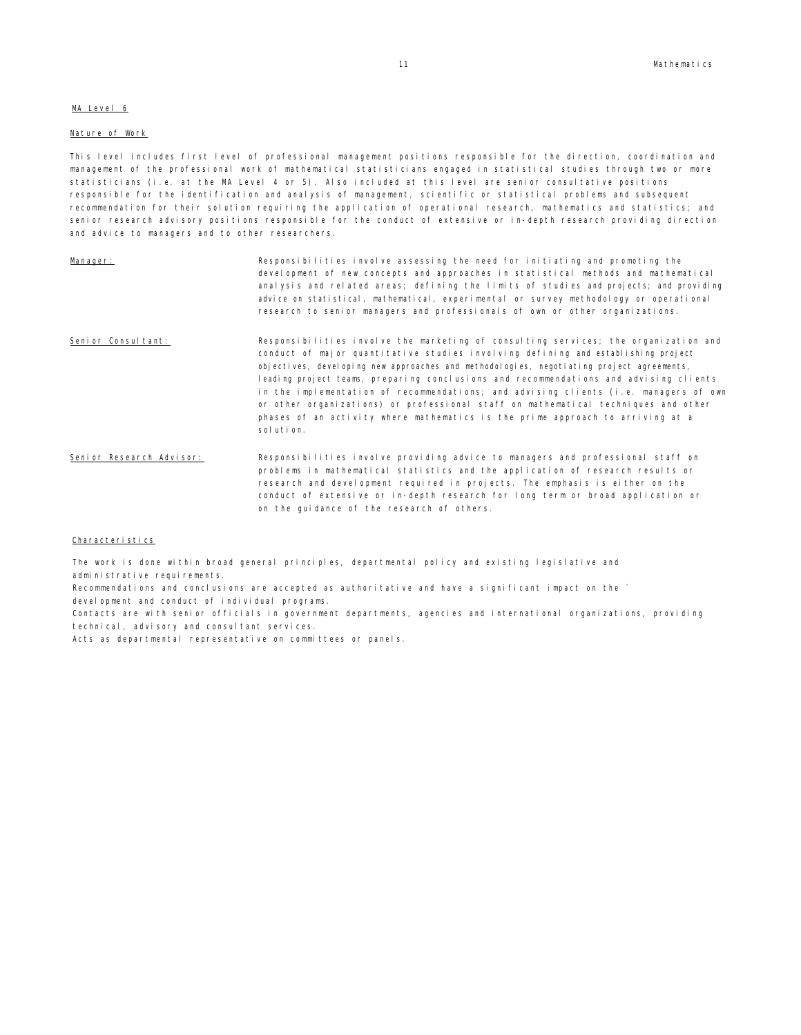## MA Level 6

### Nature of Work

This level includes first level of professional management positions responsible for the direction, coordination and management of the professional work of mathematical statisticians engaged in statistical studies through two or more statisticians (i.e. at the MA Level 4 or 5). Also included at this level are senior consultative positions responsible for the identification and analysis of management, scientific or statistical problems and subsequent recommendation for their solution requiring the application of operational research, mathematics and statistics; and senior research advisory positions responsible for the conduct of extensive or in-depth research providing direction and advice to managers and to other researchers.

Manager: Responsibilities involve assessing the need for initiating and promoting the development of new concepts and approaches in statistical methods and mathematical analysis and related areas; defining the limits of studies and projects; and providing advice on statistical, mathematical, experimental or survey methodology or operational research to senior managers and professionals of own or other organizations.

Senior Consultant: Responsibilities involve the marketing of consulting services; the organization and conduct of major quantitative studies involving defining and establishing project objectives, developing new approaches and methodologies, negotiating project agreements, leading project teams, preparing conclusions and recommendations and advising clients in the implementation of recommendations; and advising clients (i.e. managers of own or other organizations) or professional staff on mathematical techniques and other phases of an activity where mathematics is the prime approach to arriving at a solution.

Senior Research Advisor: Responsibilities involve providing advice to managers and professional staff on problems in mathematical statistics and the application of research results or research and development required in projects. The emphasis is either on the conduct of extensive or in-depth research for long term or broad application or on the guidance of the research of others.

### Characteristics

The work is done within broad general principles, departmental policy and existing legislative and administrative requirements.
Recommendations and conclusions are accepted as authoritative and have a significant impact on the ` development and conduct of individual programs.
Contacts are with senior officials in government departments, agencies and international organizations, providing technical, advisory and consultant services.
Acts as departmental representative on committees or panels.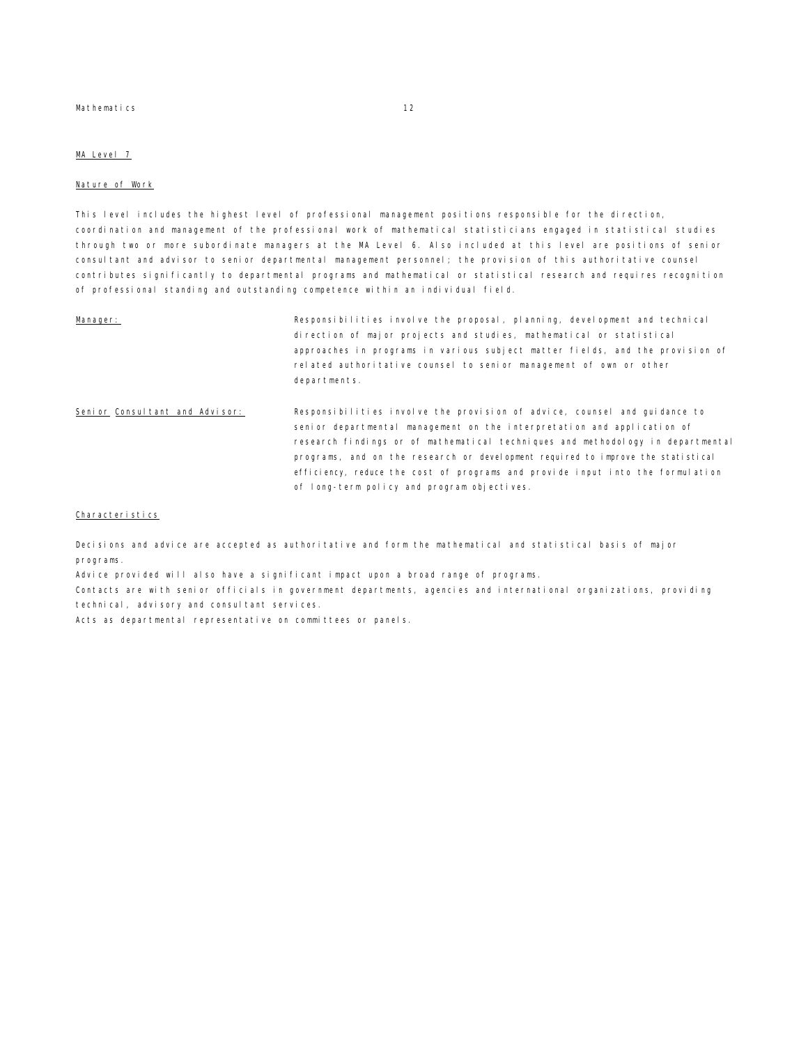## MA Level 7

### Nature of Work

This level includes the highest level of professional management positions responsible for the direction, coordination and management of the professional work of mathematical statisticians engaged in statistical studies through two or more subordinate managers at the MA Level 6. Also included at this level are positions of senior consultant and advisor to senior departmental management personnel; the provision of this authoritative counsel contributes significantly to departmental programs and mathematical or statistical research and requires recognition of professional standing and outstanding competence within an individual field.

| | |
|---|---|
| Manager: | Responsibilities involve the proposal, planning, development and technical direction of major projects and studies, mathematical or statistical approaches in programs in various subject matter fields, and the provision of related authoritative counsel to senior management of own or other departments. |
| Senior Consultant and Advisor: | Responsibilities involve the provision of advice, counsel and guidance to senior departmental management on the interpretation and application of research findings or of mathematical techniques and methodology in departmental programs, and on the research or development required to improve the statistical efficiency, reduce the cost of programs and provide input into the formulation of long-term policy and program objectives. |

### Characteristics

Decisions and advice are accepted as authoritative and form the mathematical and statistical basis of major programs.

Advice provided will also have a significant impact upon a broad range of programs.

Contacts are with senior officials in government departments, agencies and international organizations, providing technical, advisory and consultant services.

Acts as departmental representative on committees or panels.